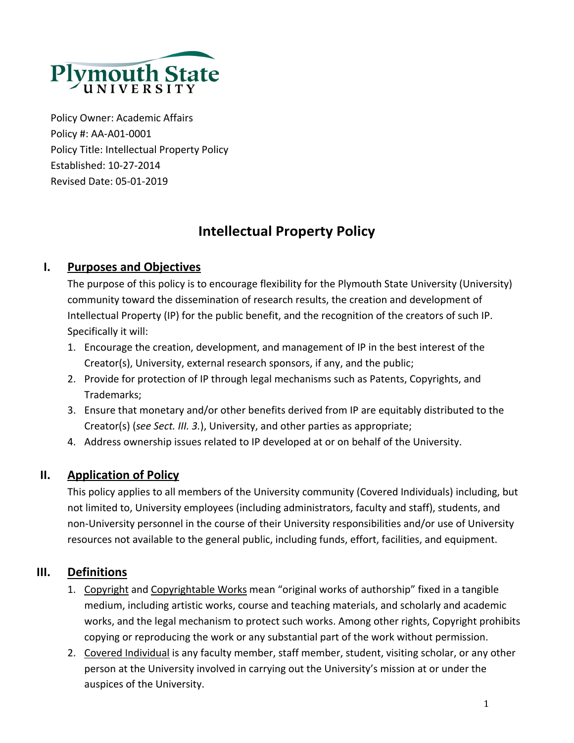Plymouth State University

Policy Owner: Academic Affairs
Policy #: AA-A01-0001
Policy Title: Intellectual Property Policy
Established: 10-27-2014
Revised Date: 05-01-2019

# Intellectual Property Policy

## I. Purposes and Objectives

The purpose of this policy is to encourage flexibility for the Plymouth State University (University) community toward the dissemination of research results, the creation and development of Intellectual Property (IP) for the public benefit, and the recognition of the creators of such IP. Specifically it will:

1. Encourage the creation, development, and management of IP in the best interest of the Creator(s), University, external research sponsors, if any, and the public;
2. Provide for protection of IP through legal mechanisms such as Patents, Copyrights, and Trademarks;
3. Ensure that monetary and/or other benefits derived from IP are equitably distributed to the Creator(s) (*see Sect. III. 3.*), University, and other parties as appropriate;
4. Address ownership issues related to IP developed at or on behalf of the University.

## II. Application of Policy

This policy applies to all members of the University community (Covered Individuals) including, but not limited to, University employees (including administrators, faculty and staff), students, and non-University personnel in the course of their University responsibilities and/or use of University resources not available to the general public, including funds, effort, facilities, and equipment.

## III. Definitions

1. Copyright and Copyrightable Works mean "original works of authorship" fixed in a tangible medium, including artistic works, course and teaching materials, and scholarly and academic works, and the legal mechanism to protect such works. Among other rights, Copyright prohibits copying or reproducing the work or any substantial part of the work without permission.
2. Covered Individual is any faculty member, staff member, student, visiting scholar, or any other person at the University involved in carrying out the University's mission at or under the auspices of the University.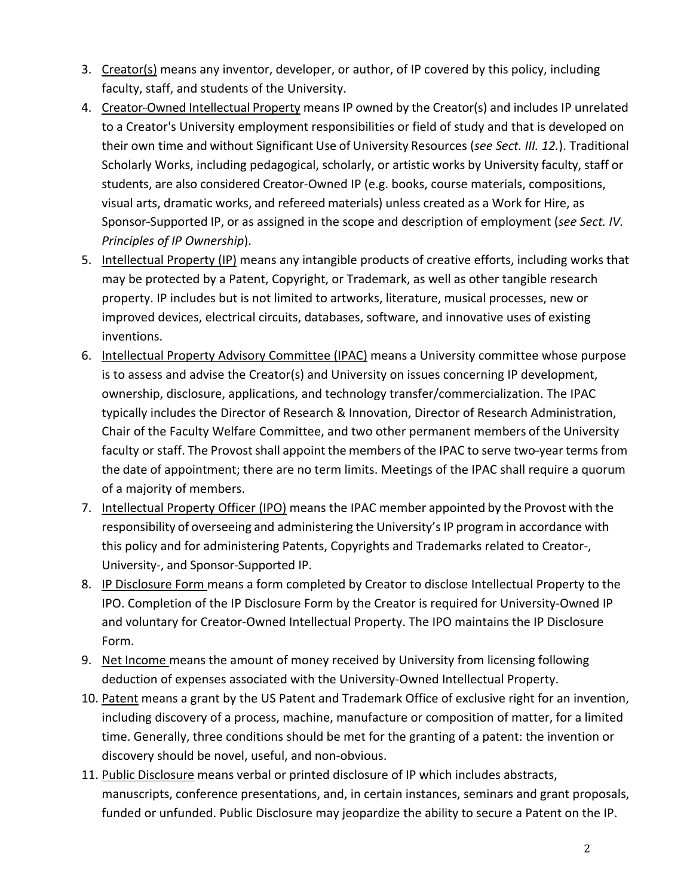3. Creator(s) means any inventor, developer, or author, of IP covered by this policy, including faculty, staff, and students of the University.
4. Creator-Owned Intellectual Property means IP owned by the Creator(s) and includes IP unrelated to a Creator's University employment responsibilities or field of study and that is developed on their own time and without Significant Use of University Resources (*see Sect. III. 12.*). Traditional Scholarly Works, including pedagogical, scholarly, or artistic works by University faculty, staff or students, are also considered Creator-Owned IP (e.g. books, course materials, compositions, visual arts, dramatic works, and refereed materials) unless created as a Work for Hire, as Sponsor-Supported IP, or as assigned in the scope and description of employment (*see Sect. IV. Principles of IP Ownership*).
5. Intellectual Property (IP) means any intangible products of creative efforts, including works that may be protected by a Patent, Copyright, or Trademark, as well as other tangible research property. IP includes but is not limited to artworks, literature, musical processes, new or improved devices, electrical circuits, databases, software, and innovative uses of existing inventions.
6. Intellectual Property Advisory Committee (IPAC) means a University committee whose purpose is to assess and advise the Creator(s) and University on issues concerning IP development, ownership, disclosure, applications, and technology transfer/commercialization. The IPAC typically includes the Director of Research & Innovation, Director of Research Administration, Chair of the Faculty Welfare Committee, and two other permanent members of the University faculty or staff. The Provost shall appoint the members of the IPAC to serve two-year terms from the date of appointment; there are no term limits. Meetings of the IPAC shall require a quorum of a majority of members.
7. Intellectual Property Officer (IPO) means the IPAC member appointed by the Provost with the responsibility of overseeing and administering the University's IP program in accordance with this policy and for administering Patents, Copyrights and Trademarks related to Creator-, University-, and Sponsor-Supported IP.
8. IP Disclosure Form means a form completed by Creator to disclose Intellectual Property to the IPO. Completion of the IP Disclosure Form by the Creator is required for University-Owned IP and voluntary for Creator-Owned Intellectual Property. The IPO maintains the IP Disclosure Form.
9. Net Income means the amount of money received by University from licensing following deduction of expenses associated with the University-Owned Intellectual Property.
10. Patent means a grant by the US Patent and Trademark Office of exclusive right for an invention, including discovery of a process, machine, manufacture or composition of matter, for a limited time. Generally, three conditions should be met for the granting of a patent: the invention or discovery should be novel, useful, and non-obvious.
11. Public Disclosure means verbal or printed disclosure of IP which includes abstracts, manuscripts, conference presentations, and, in certain instances, seminars and grant proposals, funded or unfunded. Public Disclosure may jeopardize the ability to secure a Patent on the IP.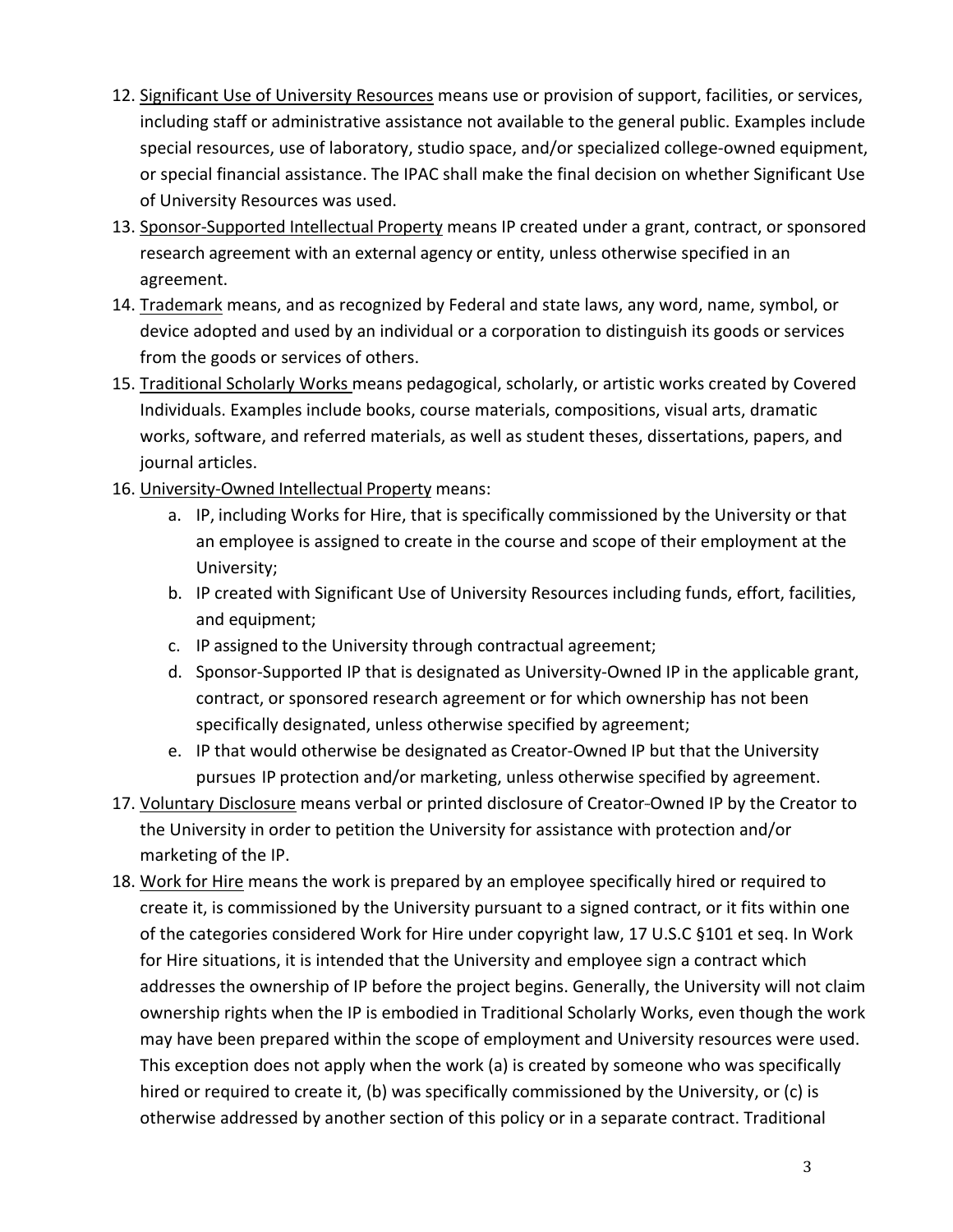12. Significant Use of University Resources means use or provision of support, facilities, or services, including staff or administrative assistance not available to the general public. Examples include special resources, use of laboratory, studio space, and/or specialized college-owned equipment, or special financial assistance. The IPAC shall make the final decision on whether Significant Use of University Resources was used.
13. Sponsor-Supported Intellectual Property means IP created under a grant, contract, or sponsored research agreement with an external agency or entity, unless otherwise specified in an agreement.
14. Trademark means, and as recognized by Federal and state laws, any word, name, symbol, or device adopted and used by an individual or a corporation to distinguish its goods or services from the goods or services of others.
15. Traditional Scholarly Works means pedagogical, scholarly, or artistic works created by Covered Individuals. Examples include books, course materials, compositions, visual arts, dramatic works, software, and referred materials, as well as student theses, dissertations, papers, and journal articles.
16. University-Owned Intellectual Property means:
    a. IP, including Works for Hire, that is specifically commissioned by the University or that an employee is assigned to create in the course and scope of their employment at the University;
    b. IP created with Significant Use of University Resources including funds, effort, facilities, and equipment;
    c. IP assigned to the University through contractual agreement;
    d. Sponsor-Supported IP that is designated as University-Owned IP in the applicable grant, contract, or sponsored research agreement or for which ownership has not been specifically designated, unless otherwise specified by agreement;
    e. IP that would otherwise be designated as Creator-Owned IP but that the University pursues IP protection and/or marketing, unless otherwise specified by agreement.
17. Voluntary Disclosure means verbal or printed disclosure of Creator-Owned IP by the Creator to the University in order to petition the University for assistance with protection and/or marketing of the IP.
18. Work for Hire means the work is prepared by an employee specifically hired or required to create it, is commissioned by the University pursuant to a signed contract, or it fits within one of the categories considered Work for Hire under copyright law, 17 U.S.C §101 et seq. In Work for Hire situations, it is intended that the University and employee sign a contract which addresses the ownership of IP before the project begins. Generally, the University will not claim ownership rights when the IP is embodied in Traditional Scholarly Works, even though the work may have been prepared within the scope of employment and University resources were used. This exception does not apply when the work (a) is created by someone who was specifically hired or required to create it, (b) was specifically commissioned by the University, or (c) is otherwise addressed by another section of this policy or in a separate contract. Traditional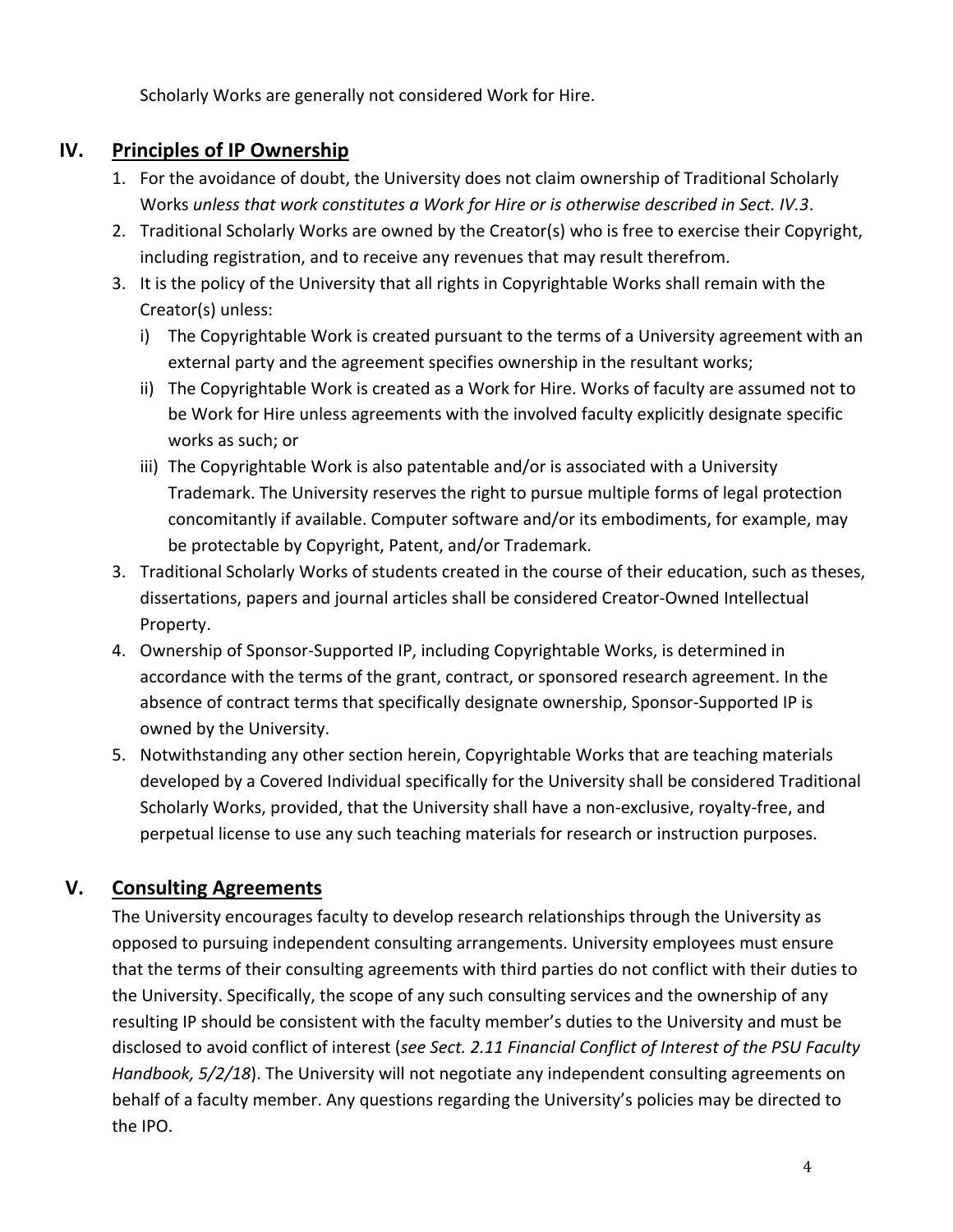Scholarly Works are generally not considered Work for Hire.

## IV. Principles of IP Ownership

1. For the avoidance of doubt, the University does not claim ownership of Traditional Scholarly Works *unless that work constitutes a Work for Hire or is otherwise described in Sect. IV.3*.
2. Traditional Scholarly Works are owned by the Creator(s) who is free to exercise their Copyright, including registration, and to receive any revenues that may result therefrom.
3. It is the policy of the University that all rights in Copyrightable Works shall remain with the Creator(s) unless:
   i) The Copyrightable Work is created pursuant to the terms of a University agreement with an external party and the agreement specifies ownership in the resultant works;
   ii) The Copyrightable Work is created as a Work for Hire. Works of faculty are assumed not to be Work for Hire unless agreements with the involved faculty explicitly designate specific works as such; or
   iii) The Copyrightable Work is also patentable and/or is associated with a University Trademark. The University reserves the right to pursue multiple forms of legal protection concomitantly if available. Computer software and/or its embodiments, for example, may be protectable by Copyright, Patent, and/or Trademark.

3. Traditional Scholarly Works of students created in the course of their education, such as theses, dissertations, papers and journal articles shall be considered Creator-Owned Intellectual Property.
4. Ownership of Sponsor-Supported IP, including Copyrightable Works, is determined in accordance with the terms of the grant, contract, or sponsored research agreement. In the absence of contract terms that specifically designate ownership, Sponsor-Supported IP is owned by the University.
5. Notwithstanding any other section herein, Copyrightable Works that are teaching materials developed by a Covered Individual specifically for the University shall be considered Traditional Scholarly Works, provided, that the University shall have a non-exclusive, royalty-free, and perpetual license to use any such teaching materials for research or instruction purposes.

## V. Consulting Agreements

The University encourages faculty to develop research relationships through the University as opposed to pursuing independent consulting arrangements. University employees must ensure that the terms of their consulting agreements with third parties do not conflict with their duties to the University. Specifically, the scope of any such consulting services and the ownership of any resulting IP should be consistent with the faculty member's duties to the University and must be disclosed to avoid conflict of interest (*see Sect. 2.11 Financial Conflict of Interest of the PSU Faculty Handbook, 5/2/18*). The University will not negotiate any independent consulting agreements on behalf of a faculty member. Any questions regarding the University's policies may be directed to the IPO.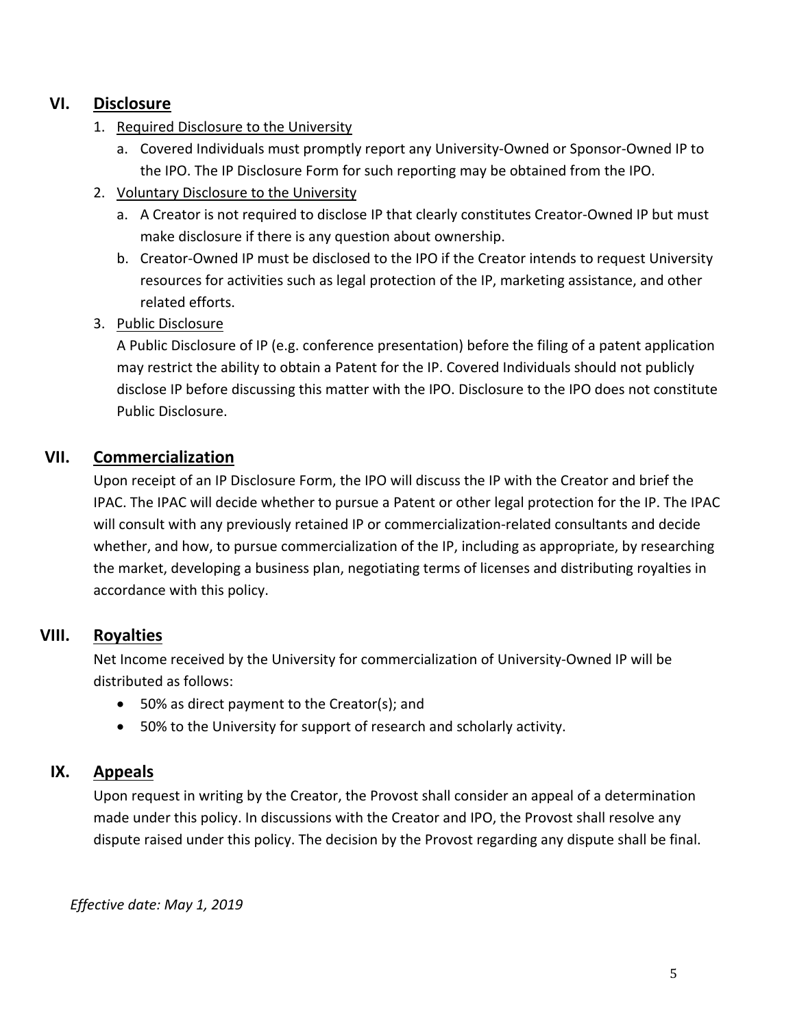## VI. Disclosure

1. Required Disclosure to the University
   a. Covered Individuals must promptly report any University-Owned or Sponsor-Owned IP to the IPO. The IP Disclosure Form for such reporting may be obtained from the IPO.
2. Voluntary Disclosure to the University
   a. A Creator is not required to disclose IP that clearly constitutes Creator-Owned IP but must make disclosure if there is any question about ownership.
   b. Creator-Owned IP must be disclosed to the IPO if the Creator intends to request University resources for activities such as legal protection of the IP, marketing assistance, and other related efforts.
3. Public Disclosure

   A Public Disclosure of IP (e.g. conference presentation) before the filing of a patent application may restrict the ability to obtain a Patent for the IP. Covered Individuals should not publicly disclose IP before discussing this matter with the IPO. Disclosure to the IPO does not constitute Public Disclosure.

## VII. Commercialization

Upon receipt of an IP Disclosure Form, the IPO will discuss the IP with the Creator and brief the IPAC. The IPAC will decide whether to pursue a Patent or other legal protection for the IP. The IPAC will consult with any previously retained IP or commercialization-related consultants and decide whether, and how, to pursue commercialization of the IP, including as appropriate, by researching the market, developing a business plan, negotiating terms of licenses and distributing royalties in accordance with this policy.

## VIII. Royalties

Net Income received by the University for commercialization of University-Owned IP will be distributed as follows:

- 50% as direct payment to the Creator(s); and
- 50% to the University for support of research and scholarly activity.

## IX. Appeals

Upon request in writing by the Creator, the Provost shall consider an appeal of a determination made under this policy. In discussions with the Creator and IPO, the Provost shall resolve any dispute raised under this policy. The decision by the Provost regarding any dispute shall be final.

*Effective date: May 1, 2019*